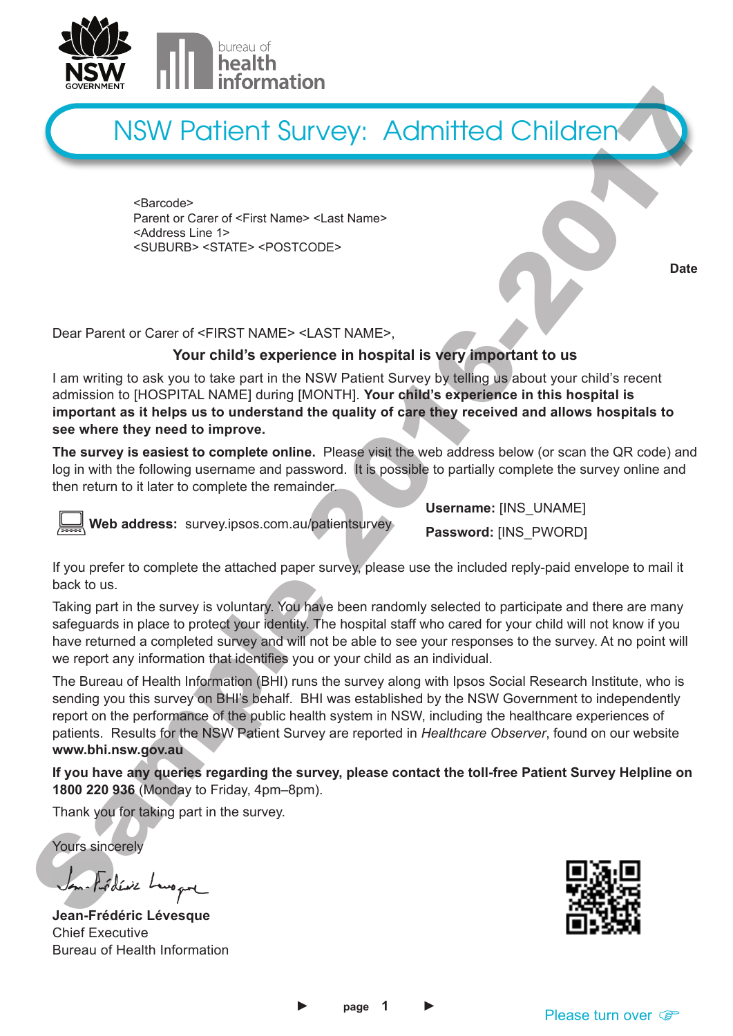# NSW Patient Survey: Admitted Children

<Barcode>
Parent or Carer of <First Name> <Last Name>
<Address Line 1>
<SUBURB> <STATE> <POSTCODE>

**Date**

Dear Parent or Carer of <FIRST NAME> <LAST NAME>,

**Your child's experience in hospital is very important to us**

I am writing to ask you to take part in the NSW Patient Survey by telling us about your child's recent admission to [HOSPITAL NAME] during [MONTH]. **Your child's experience in this hospital is important as it helps us to understand the quality of care they received and allows hospitals to see where they need to improve.**

**The survey is easiest to complete online.** Please visit the web address below (or scan the QR code) and log in with the following username and password. It is possible to partially complete the survey online and then return to it later to complete the remainder.

**Web address:** survey.ipsos.com.au/patientsurvey

**Username:** [INS_UNAME]

**Password:** [INS_PWORD]

If you prefer to complete the attached paper survey, please use the included reply-paid envelope to mail it back to us.

Taking part in the survey is voluntary. You have been randomly selected to participate and there are many safeguards in place to protect your identity. The hospital staff who cared for your child will not know if you have returned a completed survey and will not be able to see your responses to the survey. At no point will we report any information that identifies you or your child as an individual.

The Bureau of Health Information (BHI) runs the survey along with Ipsos Social Research Institute, who is sending you this survey on BHI's behalf. BHI was established by the NSW Government to independently report on the performance of the public health system in NSW, including the healthcare experiences of patients. Results for the NSW Patient Survey are reported in *Healthcare Observer*, found on our website **www.bhi.nsw.gov.au**

**If you have any queries regarding the survey, please contact the toll-free Patient Survey Helpline on 1800 220 936** (Monday to Friday, 4pm–8pm).

Thank you for taking part in the survey.

Yours sincerely

**Jean-Frédéric Lévesque**
Chief Executive
Bureau of Health Information

Please turn over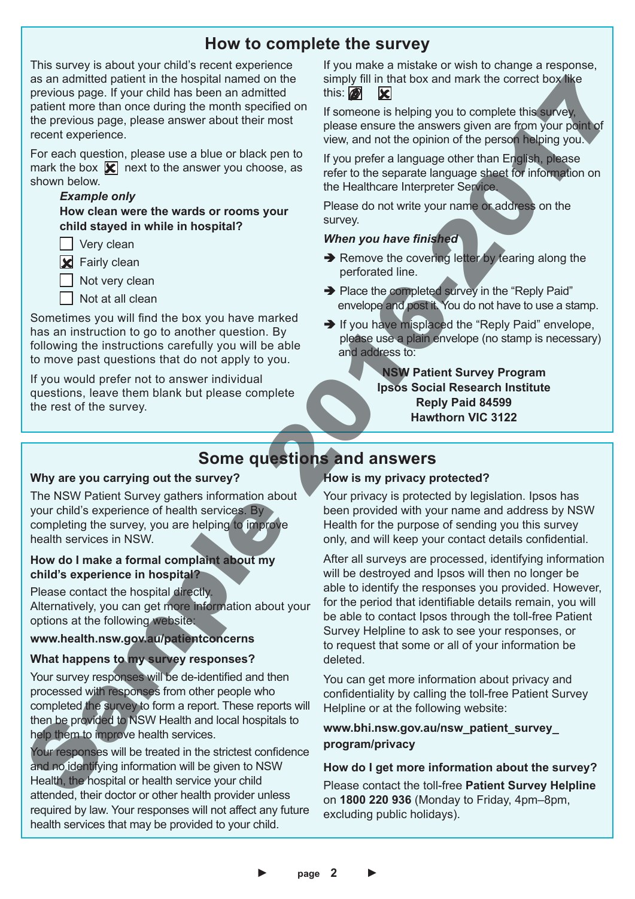## How to complete the survey

This survey is about your child's recent experience as an admitted patient in the hospital named on the previous page. If your child has been an admitted patient more than once during the month specified on the previous page, please answer about their most recent experience.

For each question, please use a blue or black pen to mark the box ☒ next to the answer you choose, as shown below.

***Example only***

**How clean were the wards or rooms your child stayed in while in hospital?**

- ☐ Very clean
- ☒ Fairly clean
- ☐ Not very clean
- ☐ Not at all clean

Sometimes you will find the box you have marked has an instruction to go to another question. By following the instructions carefully you will be able to move past questions that do not apply to you.

If you would prefer not to answer individual questions, leave them blank but please complete the rest of the survey.

If you make a mistake or wish to change a response, simply fill in that box and mark the correct box like this: ■ ☒

If someone is helping you to complete this survey, please ensure the answers given are from your point of view, and not the opinion of the person helping you.

If you prefer a language other than English, please refer to the separate language sheet for information on the Healthcare Interpreter Service.

Please do not write your name or address on the survey.

***When you have finished***

- ➔ Remove the covering letter by tearing along the perforated line.
- ➔ Place the completed survey in the "Reply Paid" envelope and post it. You do not have to use a stamp.
- ➔ If you have misplaced the "Reply Paid" envelope, please use a plain envelope (no stamp is necessary) and address to:

**NSW Patient Survey Program**
**Ipsos Social Research Institute**
**Reply Paid 84599**
**Hawthorn VIC 3122**

## Some questions and answers

**Why are you carrying out the survey?**

The NSW Patient Survey gathers information about your child's experience of health services. By completing the survey, you are helping to improve health services in NSW.

**How do I make a formal complaint about my child's experience in hospital?**

Please contact the hospital directly.
Alternatively, you can get more information about your options at the following website:

**www.health.nsw.gov.au/patientconcerns**

**What happens to my survey responses?**

Your survey responses will be de-identified and then processed with responses from other people who completed the survey to form a report. These reports will then be provided to NSW Health and local hospitals to help them to improve health services.

Your responses will be treated in the strictest confidence and no identifying information will be given to NSW Health, the hospital or health service your child attended, their doctor or other health provider unless required by law. Your responses will not affect any future health services that may be provided to your child.

**How is my privacy protected?**

Your privacy is protected by legislation. Ipsos has been provided with your name and address by NSW Health for the purpose of sending you this survey only, and will keep your contact details confidential.

After all surveys are processed, identifying information will be destroyed and Ipsos will then no longer be able to identify the responses you provided. However, for the period that identifiable details remain, you will be able to contact Ipsos through the toll-free Patient Survey Helpline to ask to see your responses, or to request that some or all of your information be deleted.

You can get more information about privacy and confidentiality by calling the toll-free Patient Survey Helpline or at the following website:

**www.bhi.nsw.gov.au/nsw_patient_survey_program/privacy**

**How do I get more information about the survey?**

Please contact the toll-free **Patient Survey Helpline** on **1800 220 936** (Monday to Friday, 4pm–8pm, excluding public holidays).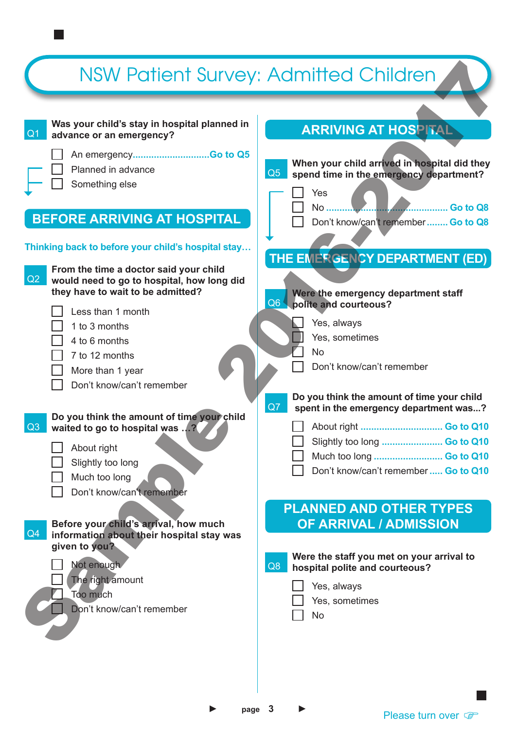# NSW Patient Survey: Admitted Children

**Q1 Was your child's stay in hospital planned in advance or an emergency?**

- ☐ An emergency............................**Go to Q5**
- ☐ Planned in advance
- ☐ Something else

## BEFORE ARRIVING AT HOSPITAL

**Thinking back to before your child's hospital stay…**

**Q2 From the time a doctor said your child would need to go to hospital, how long did they have to wait to be admitted?**

- ☐ Less than 1 month
- ☐ 1 to 3 months
- ☐ 4 to 6 months
- ☐ 7 to 12 months
- ☐ More than 1 year
- ☐ Don't know/can't remember

**Q3 Do you think the amount of time your child waited to go to hospital was …?**

- ☐ About right
- ☐ Slightly too long
- ☐ Much too long
- ☐ Don't know/can't remember

**Q4 Before your child's arrival, how much information about their hospital stay was given to you?**

- ☐ Not enough
- ☐ The right amount
- ☐ Too much
- ☐ Don't know/can't remember

## ARRIVING AT HOSPITAL

**Q5 When your child arrived in hospital did they spend time in the emergency department?**

- ☐ Yes
- ☐ No ..................................................... **Go to Q8**
- ☐ Don't know/can't remember........ **Go to Q8**

## THE EMERGENCY DEPARTMENT (ED)

**Q6 Were the emergency department staff polite and courteous?**

- ☐ Yes, always
- ☐ Yes, sometimes
- ☐ No
- ☐ Don't know/can't remember

**Q7 Do you think the amount of time your child spent in the emergency department was...?**

- ☐ About right .............................. **Go to Q10**
- ☐ Slightly too long ...................... **Go to Q10**
- ☐ Much too long ......................... **Go to Q10**
- ☐ Don't know/can't remember..... **Go to Q10**

## PLANNED AND OTHER TYPES OF ARRIVAL / ADMISSION

**Q8 Were the staff you met on your arrival to hospital polite and courteous?**

- ☐ Yes, always
- ☐ Yes, sometimes
- ☐ No

Please turn over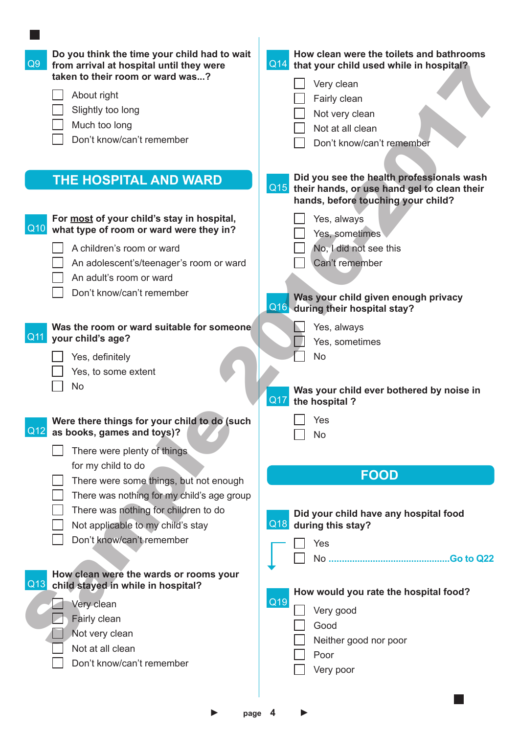**Q9** **Do you think the time your child had to wait from arrival at hospital until they were taken to their room or ward was...?**

- ☐ About right
- ☐ Slightly too long
- ☐ Much too long
- ☐ Don't know/can't remember

## THE HOSPITAL AND WARD

**Q10** **For most of your child's stay in hospital, what type of room or ward were they in?**

- ☐ A children's room or ward
- ☐ An adolescent's/teenager's room or ward
- ☐ An adult's room or ward
- ☐ Don't know/can't remember

**Q11** **Was the room or ward suitable for someone your child's age?**

- ☐ Yes, definitely
- ☐ Yes, to some extent
- ☐ No

**Q12** **Were there things for your child to do (such as books, games and toys)?**

- ☐ There were plenty of things for my child to do
- ☐ There were some things, but not enough
- ☐ There was nothing for my child's age group
- ☐ There was nothing for children to do
- ☐ Not applicable to my child's stay
- ☐ Don't know/can't remember

**Q13** **How clean were the wards or rooms your child stayed in while in hospital?**

- ☐ Very clean
- ☐ Fairly clean
- ☐ Not very clean
- ☐ Not at all clean
- ☐ Don't know/can't remember

**Q14** **How clean were the toilets and bathrooms that your child used while in hospital?**

- ☐ Very clean
- ☐ Fairly clean
- ☐ Not very clean
- ☐ Not at all clean
- ☐ Don't know/can't remember

**Q15** **Did you see the health professionals wash their hands, or use hand gel to clean their hands, before touching your child?**

- ☐ Yes, always
- ☐ Yes, sometimes
- ☐ No, I did not see this
- ☐ Can't remember

**Q16** **Was your child given enough privacy during their hospital stay?**

- ☐ Yes, always
- ☐ Yes, sometimes
- ☐ No

**Q17** **Was your child ever bothered by noise in the hospital ?**

- ☐ Yes
- ☐ No

## FOOD

**Q18** **Did your child have any hospital food during this stay?**

- ☐ Yes
- ☐ No ................................................**Go to Q22**

**Q19** **How would you rate the hospital food?**

- ☐ Very good
- ☐ Good
- ☐ Neither good nor poor
- ☐ Poor
- ☐ Very poor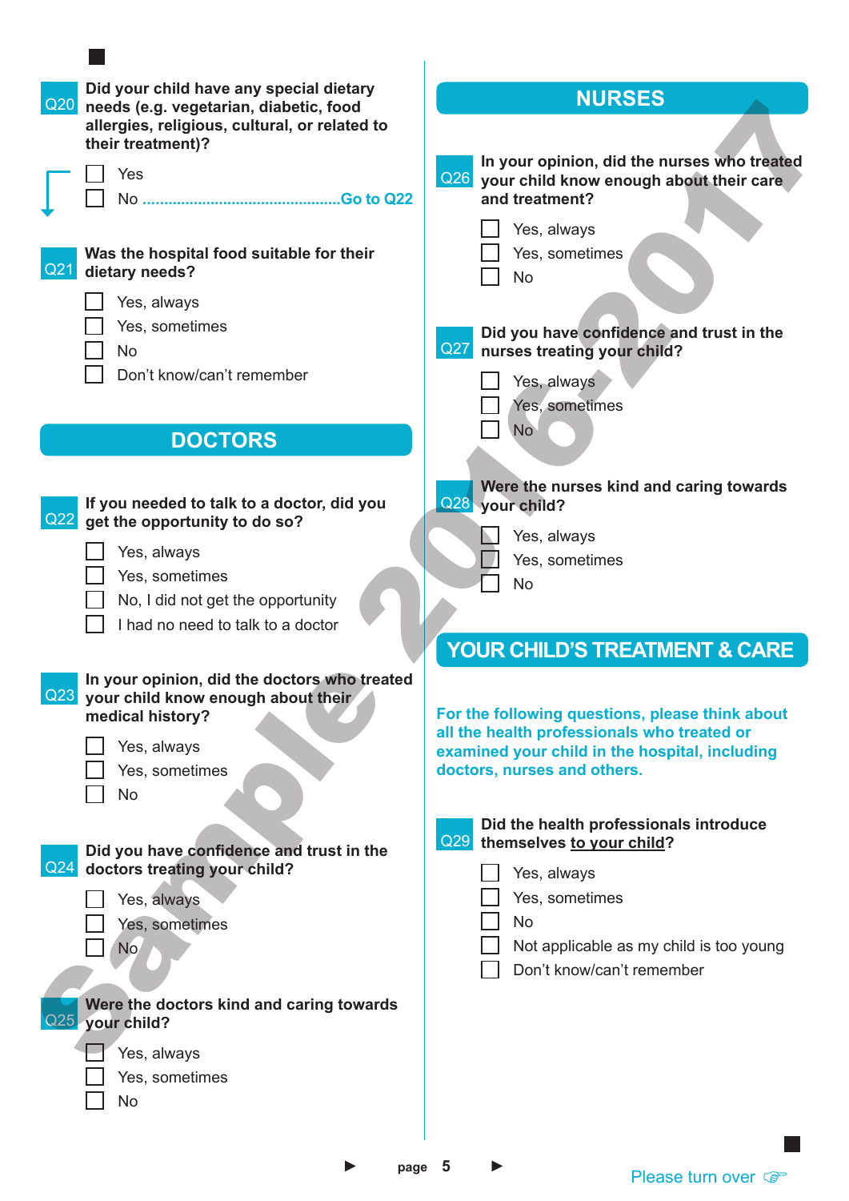**Q20** **Did your child have any special dietary needs (e.g. vegetarian, diabetic, food allergies, religious, cultural, or related to their treatment)?**

- ☐ Yes
- ☐ No .............................................. Go to Q22

**Q21** **Was the hospital food suitable for their dietary needs?**

- ☐ Yes, always
- ☐ Yes, sometimes
- ☐ No
- ☐ Don't know/can't remember

## DOCTORS

**Q22** **If you needed to talk to a doctor, did you get the opportunity to do so?**

- ☐ Yes, always
- ☐ Yes, sometimes
- ☐ No, I did not get the opportunity
- ☐ I had no need to talk to a doctor

**Q23** **In your opinion, did the doctors who treated your child know enough about their medical history?**

- ☐ Yes, always
- ☐ Yes, sometimes
- ☐ No

**Q24** **Did you have confidence and trust in the doctors treating your child?**

- ☐ Yes, always
- ☐ Yes, sometimes
- ☐ No

**Q25** **Were the doctors kind and caring towards your child?**

- ☐ Yes, always
- ☐ Yes, sometimes
- ☐ No

## NURSES

**Q26** **In your opinion, did the nurses who treated your child know enough about their care and treatment?**

- ☐ Yes, always
- ☐ Yes, sometimes
- ☐ No

**Q27** **Did you have confidence and trust in the nurses treating your child?**

- ☐ Yes, always
- ☐ Yes, sometimes
- ☐ No

**Q28** **Were the nurses kind and caring towards your child?**

- ☐ Yes, always
- ☐ Yes, sometimes
- ☐ No

## YOUR CHILD'S TREATMENT & CARE

**For the following questions, please think about all the health professionals who treated or examined your child in the hospital, including doctors, nurses and others.**

**Q29** **Did the health professionals introduce themselves to your child?**

- ☐ Yes, always
- ☐ Yes, sometimes
- ☐ No
- ☐ Not applicable as my child is too young
- ☐ Don't know/can't remember

Please turn over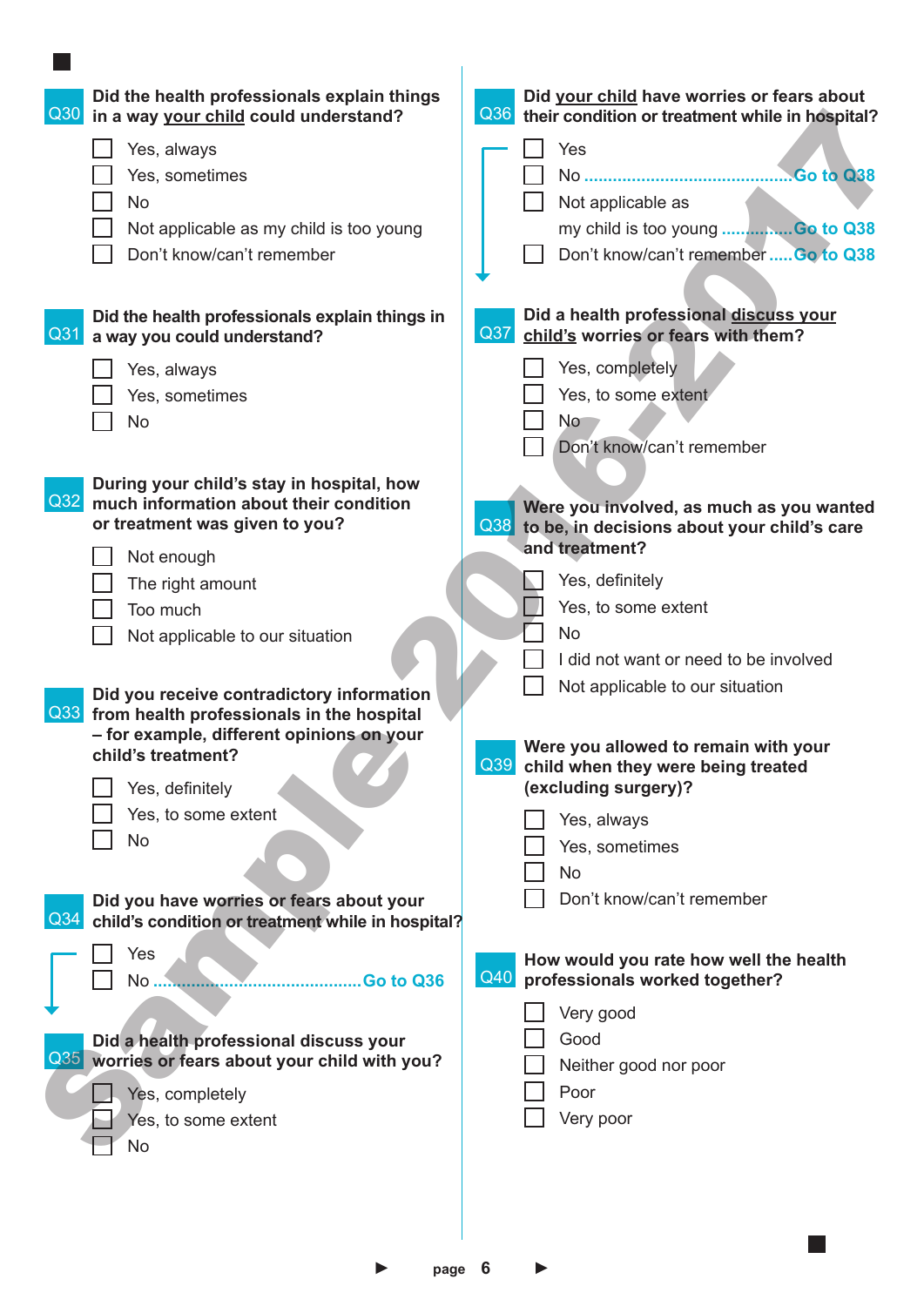**Q30 Did the health professionals explain things in a way *your child* could understand?**

- ☐ Yes, always
- ☐ Yes, sometimes
- ☐ No
- ☐ Not applicable as my child is too young
- ☐ Don't know/can't remember

**Q31 Did the health professionals explain things in a way you could understand?**

- ☐ Yes, always
- ☐ Yes, sometimes
- ☐ No

**Q32 During your child's stay in hospital, how much information about their condition or treatment was given to you?**

- ☐ Not enough
- ☐ The right amount
- ☐ Too much
- ☐ Not applicable to our situation

**Q33 Did you receive contradictory information from health professionals in the hospital – for example, different opinions on your child's treatment?**

- ☐ Yes, definitely
- ☐ Yes, to some extent
- ☐ No

**Q34 Did you have worries or fears about your child's condition or treatment while in hospital?**

- ☐ Yes
- ☐ No ........................................ Go to Q36

**Q35 Did a health professional discuss your worries or fears about your child with you?**

- ☐ Yes, completely
- ☐ Yes, to some extent
- ☐ No

**Q36 Did *your child* have worries or fears about their condition or treatment while in hospital?**

- ☐ Yes
- ☐ No ........................................ Go to Q38
- ☐ Not applicable as my child is too young ............... Go to Q38
- ☐ Don't know/can't remember ..... Go to Q38

**Q37 Did a health professional *discuss your child's* worries or fears with them?**

- ☐ Yes, completely
- ☐ Yes, to some extent
- ☐ No
- ☐ Don't know/can't remember

**Q38 Were you involved, as much as you wanted to be, in decisions about your child's care and treatment?**

- ☐ Yes, definitely
- ☐ Yes, to some extent
- ☐ No
- ☐ I did not want or need to be involved
- ☐ Not applicable to our situation

**Q39 Were you allowed to remain with your child when they were being treated (excluding surgery)?**

- ☐ Yes, always
- ☐ Yes, sometimes
- ☐ No
- ☐ Don't know/can't remember

**Q40 How would you rate how well the health professionals worked together?**

- ☐ Very good
- ☐ Good
- ☐ Neither good nor poor
- ☐ Poor
- ☐ Very poor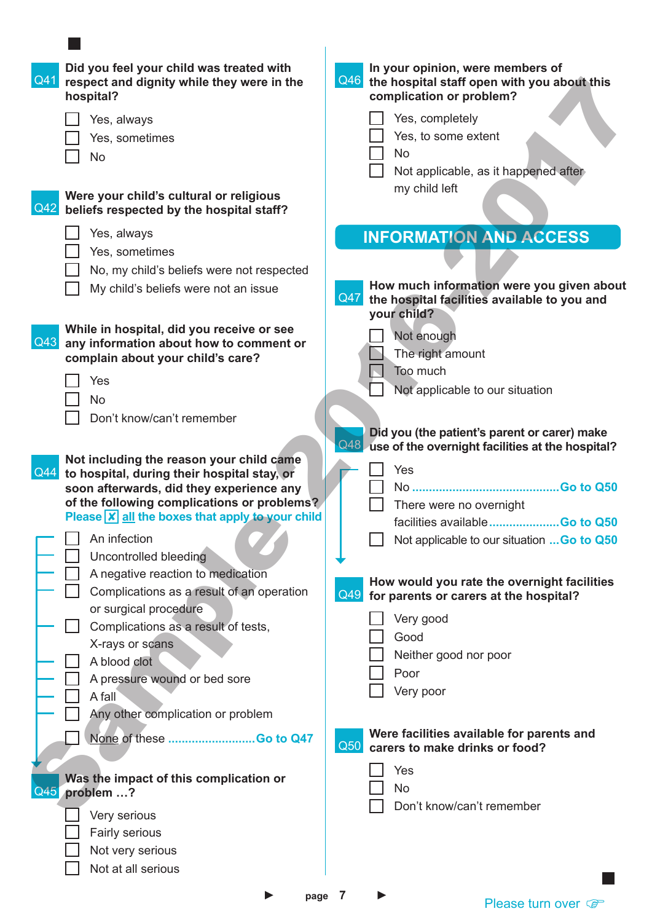**Q41 Did you feel your child was treated with respect and dignity while they were in the hospital?**

- ☐ Yes, always
- ☐ Yes, sometimes
- ☐ No

**Q42 Were your child's cultural or religious beliefs respected by the hospital staff?**

- ☐ Yes, always
- ☐ Yes, sometimes
- ☐ No, my child's beliefs were not respected
- ☐ My child's beliefs were not an issue

**Q43 While in hospital, did you receive or see any information about how to comment or complain about your child's care?**

- ☐ Yes
- ☐ No
- ☐ Don't know/can't remember

**Q44 Not including the reason your child came to hospital, during their hospital stay, or soon afterwards, did they experience any of the following complications or problems?**

Please ☒ all the boxes that apply to your child

- ☐ An infection
- ☐ Uncontrolled bleeding
- ☐ A negative reaction to medication
- ☐ Complications as a result of an operation or surgical procedure
- ☐ Complications as a result of tests, X-rays or scans
- ☐ A blood clot
- ☐ A pressure wound or bed sore
- ☐ A fall
- ☐ Any other complication or problem
- ☐ None of these ......................... Go to Q47

**Q45 Was the impact of this complication or problem …?**

- ☐ Very serious
- ☐ Fairly serious
- ☐ Not very serious
- ☐ Not at all serious

**Q46 In your opinion, were members of the hospital staff open with you about this complication or problem?**

- ☐ Yes, completely
- ☐ Yes, to some extent
- ☐ No
- ☐ Not applicable, as it happened after my child left

## INFORMATION AND ACCESS

**Q47 How much information were you given about the hospital facilities available to you and your child?**

- ☐ Not enough
- ☐ The right amount
- ☐ Too much
- ☐ Not applicable to our situation

**Q48 Did you (the patient's parent or carer) make use of the overnight facilities at the hospital?**

- ☐ Yes
- ☐ No ........................................... Go to Q50
- ☐ There were no overnight facilities available..................... Go to Q50
- ☐ Not applicable to our situation ...Go to Q50

**Q49 How would you rate the overnight facilities for parents or carers at the hospital?**

- ☐ Very good
- ☐ Good
- ☐ Neither good nor poor
- ☐ Poor
- ☐ Very poor

**Q50 Were facilities available for parents and carers to make drinks or food?**

- ☐ Yes
- ☐ No
- ☐ Don't know/can't remember

Please turn over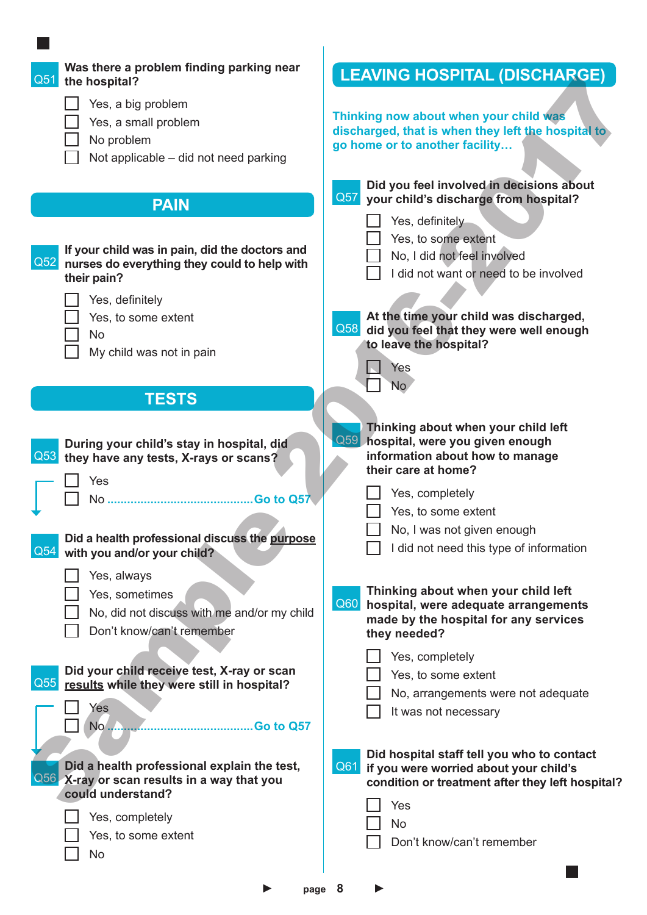**Q51** **Was there a problem finding parking near the hospital?**

- ☐ Yes, a big problem
- ☐ Yes, a small problem
- ☐ No problem
- ☐ Not applicable – did not need parking

## PAIN

**Q52** **If your child was in pain, did the doctors and nurses do everything they could to help with their pain?**

- ☐ Yes, definitely
- ☐ Yes, to some extent
- ☐ No
- ☐ My child was not in pain

## TESTS

**Q53** **During your child's stay in hospital, did they have any tests, X-rays or scans?**

- ☐ Yes
- ☐ No ........................................... **Go to Q57**

**Q54** **Did a health professional discuss the <u>purpose</u> with you and/or your child?**

- ☐ Yes, always
- ☐ Yes, sometimes
- ☐ No, did not discuss with me and/or my child
- ☐ Don't know/can't remember

**Q55** **Did your child receive test, X-ray or scan <u>results</u> while they were still in hospital?**

- ☐ Yes
- ☐ No ........................................... **Go to Q57**

**Q56** **Did a health professional explain the test, X-ray or scan results in a way that you could understand?**

- ☐ Yes, completely
- ☐ Yes, to some extent
- ☐ No

## LEAVING HOSPITAL (DISCHARGE)

**Thinking now about when your child was discharged, that is when they left the hospital to go home or to another facility…**

**Q57** **Did you feel involved in decisions about your child's discharge from hospital?**

- ☐ Yes, definitely
- ☐ Yes, to some extent
- ☐ No, I did not feel involved
- ☐ I did not want or need to be involved

**Q58** **At the time your child was discharged, did you feel that they were well enough to leave the hospital?**

- ☐ Yes
- ☐ No

**Q59** **Thinking about when your child left hospital, were you given enough information about how to manage their care at home?**

- ☐ Yes, completely
- ☐ Yes, to some extent
- ☐ No, I was not given enough
- ☐ I did not need this type of information

**Q60** **Thinking about when your child left hospital, were adequate arrangements made by the hospital for any services they needed?**

- ☐ Yes, completely
- ☐ Yes, to some extent
- ☐ No, arrangements were not adequate
- ☐ It was not necessary

**Q61** **Did hospital staff tell you who to contact if you were worried about your child's condition or treatment after they left hospital?**

- ☐ Yes
- ☐ No
- ☐ Don't know/can't remember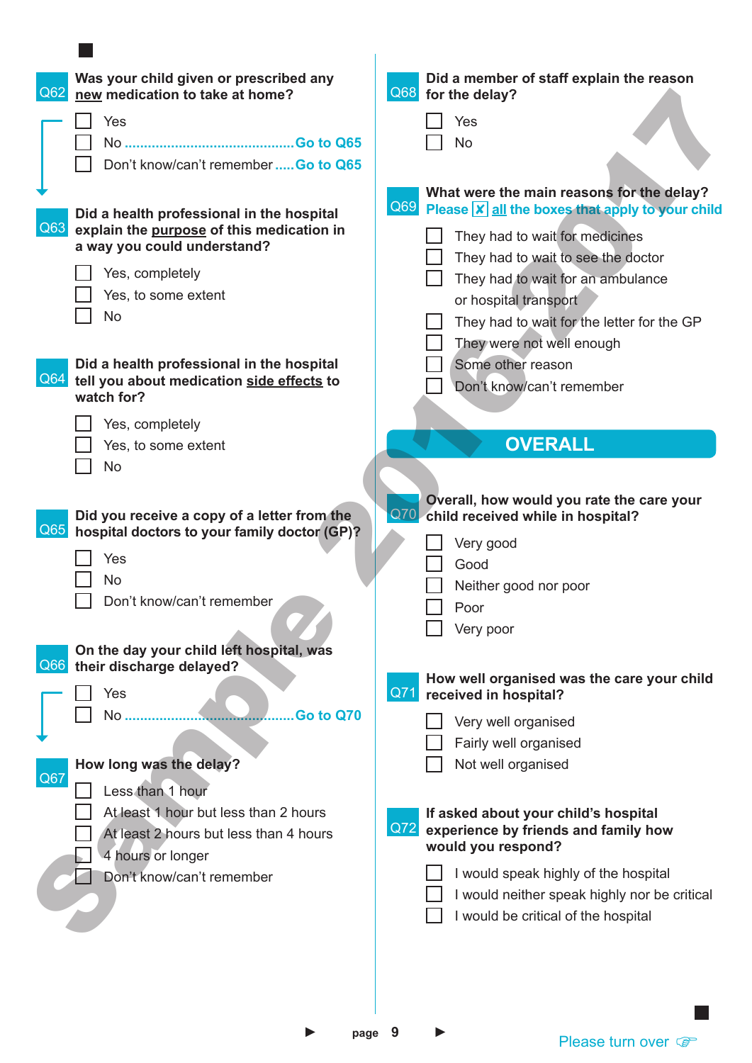**Q62** **Was your child given or prescribed any new medication to take at home?**

- ☐ Yes
- ☐ No ........................................ Go to Q65
- ☐ Don't know/can't remember ..... Go to Q65

**Q63** **Did a health professional in the hospital explain the purpose of this medication in a way you could understand?**

- ☐ Yes, completely
- ☐ Yes, to some extent
- ☐ No

**Q64** **Did a health professional in the hospital tell you about medication side effects to watch for?**

- ☐ Yes, completely
- ☐ Yes, to some extent
- ☐ No

**Q65** **Did you receive a copy of a letter from the hospital doctors to your family doctor (GP)?**

- ☐ Yes
- ☐ No
- ☐ Don't know/can't remember

**Q66** **On the day your child left hospital, was their discharge delayed?**

- ☐ Yes
- ☐ No ........................................ Go to Q70

**Q67** **How long was the delay?**

- ☐ Less than 1 hour
- ☐ At least 1 hour but less than 2 hours
- ☐ At least 2 hours but less than 4 hours
- ☐ 4 hours or longer
- ☐ Don't know/can't remember

**Q68** **Did a member of staff explain the reason for the delay?**

- ☐ Yes
- ☐ No

**Q69** **What were the main reasons for the delay?**
Please [x] all the boxes that apply to your child

- ☐ They had to wait for medicines
- ☐ They had to wait to see the doctor
- ☐ They had to wait for an ambulance or hospital transport
- ☐ They had to wait for the letter for the GP
- ☐ They were not well enough
- ☐ Some other reason
- ☐ Don't know/can't remember

## OVERALL

**Q70** **Overall, how would you rate the care your child received while in hospital?**

- ☐ Very good
- ☐ Good
- ☐ Neither good nor poor
- ☐ Poor
- ☐ Very poor

**Q71** **How well organised was the care your child received in hospital?**

- ☐ Very well organised
- ☐ Fairly well organised
- ☐ Not well organised

**Q72** **If asked about your child's hospital experience by friends and family how would you respond?**

- ☐ I would speak highly of the hospital
- ☐ I would neither speak highly nor be critical
- ☐ I would be critical of the hospital

Please turn over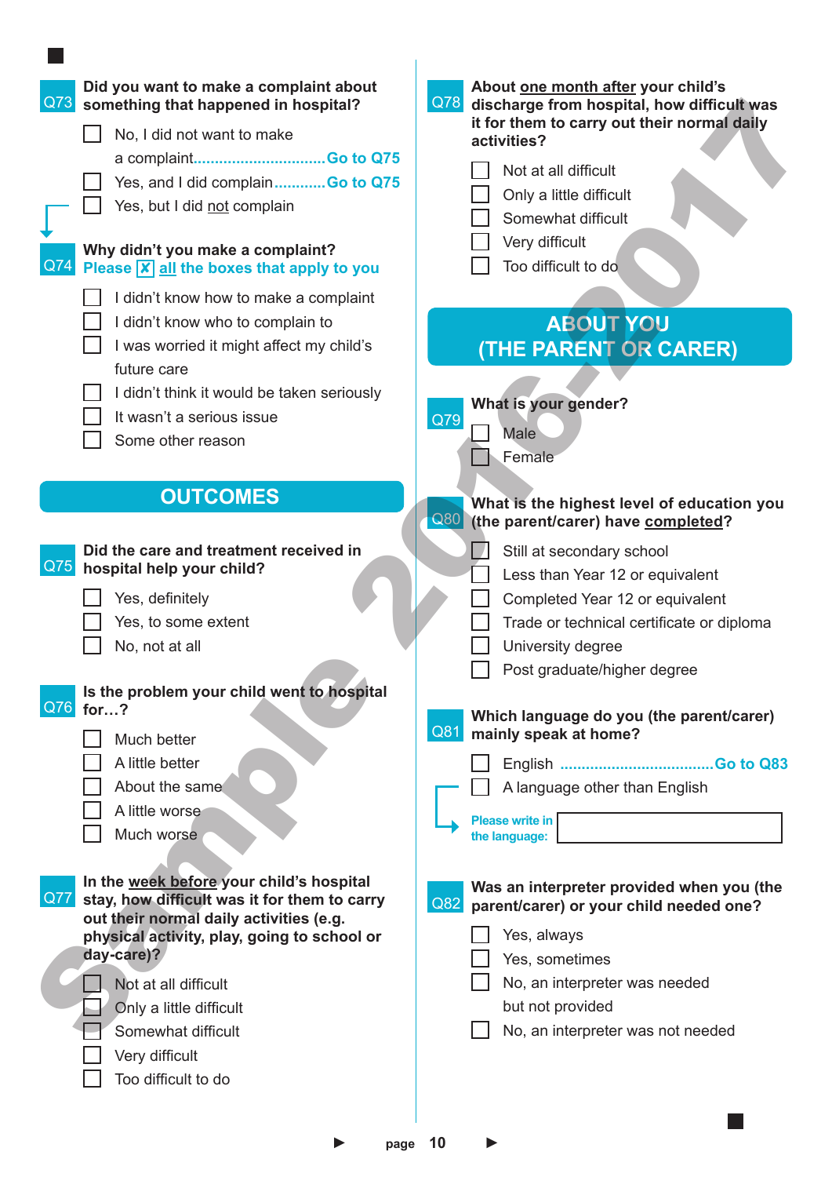**Q73 Did you want to make a complaint about something that happened in hospital?**

- ☐ No, I did not want to make a complaint..............................Go to Q75
- ☐ Yes, and I did complain............Go to Q75
- ☐ Yes, but I did not complain

**Q74 Why didn't you make a complaint?**
Please ☒ all the boxes that apply to you

- ☐ I didn't know how to make a complaint
- ☐ I didn't know who to complain to
- ☐ I was worried it might affect my child's future care
- ☐ I didn't think it would be taken seriously
- ☐ It wasn't a serious issue
- ☐ Some other reason

## OUTCOMES

**Q75 Did the care and treatment received in hospital help your child?**

- ☐ Yes, definitely
- ☐ Yes, to some extent
- ☐ No, not at all

**Q76 Is the problem your child went to hospital for…?**

- ☐ Much better
- ☐ A little better
- ☐ About the same
- ☐ A little worse
- ☐ Much worse

**Q77 In the week before your child's hospital stay, how difficult was it for them to carry out their normal daily activities (e.g. physical activity, play, going to school or day-care)?**

- ☐ Not at all difficult
- ☐ Only a little difficult
- ☐ Somewhat difficult
- ☐ Very difficult
- ☐ Too difficult to do

**Q78 About one month after your child's discharge from hospital, how difficult was it for them to carry out their normal daily activities?**

- ☐ Not at all difficult
- ☐ Only a little difficult
- ☐ Somewhat difficult
- ☐ Very difficult
- ☐ Too difficult to do

## ABOUT YOU (THE PARENT OR CARER)

**Q79 What is your gender?**

- ☐ Male
- ☐ Female

**Q80 What is the highest level of education you (the parent/carer) have completed?**

- ☐ Still at secondary school
- ☐ Less than Year 12 or equivalent
- ☐ Completed Year 12 or equivalent
- ☐ Trade or technical certificate or diploma
- ☐ University degree
- ☐ Post graduate/higher degree

**Q81 Which language do you (the parent/carer) mainly speak at home?**

- ☐ English ....................................Go to Q83
- ☐ A language other than English

Please write in the language: ______________________

**Q82 Was an interpreter provided when you (the parent/carer) or your child needed one?**

- ☐ Yes, always
- ☐ Yes, sometimes
- ☐ No, an interpreter was needed but not provided
- ☐ No, an interpreter was not needed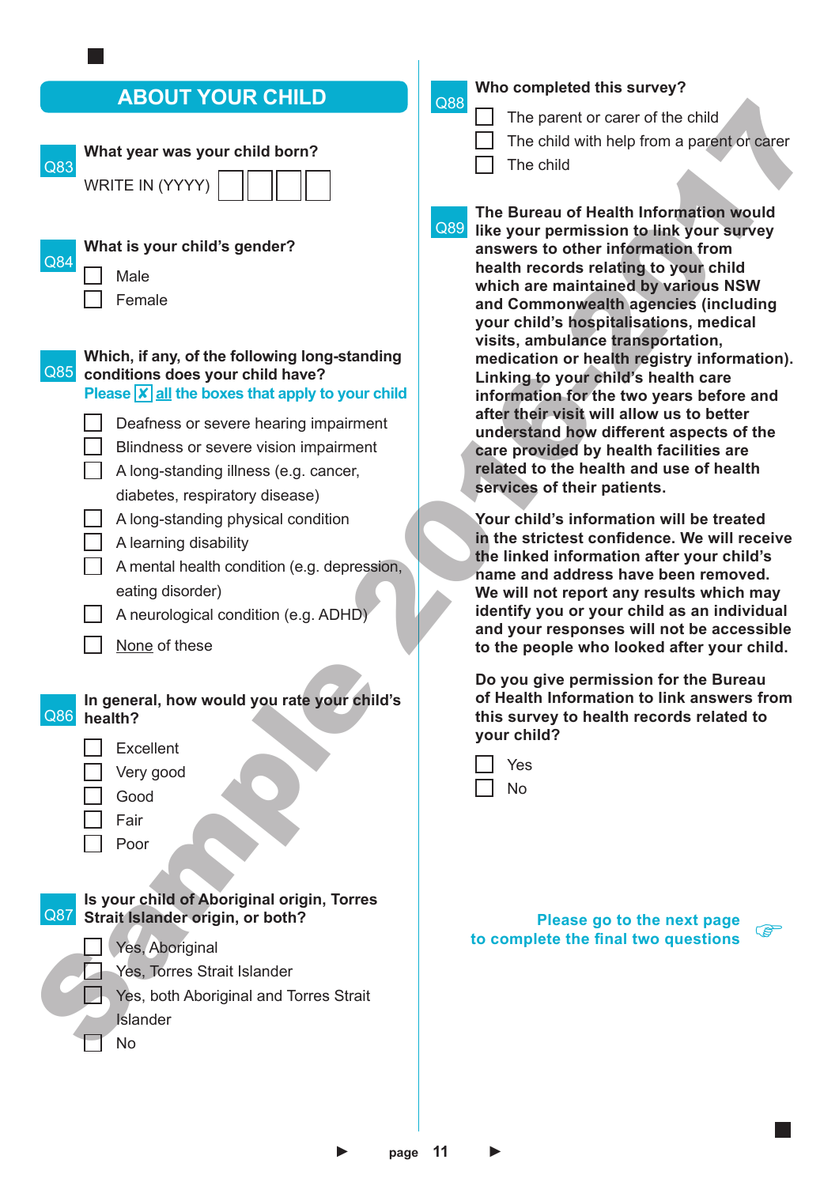## ABOUT YOUR CHILD

**Q83 What year was your child born?**

WRITE IN (YYYY) ☐☐☐☐

**Q84 What is your child's gender?**

- ☐ Male
- ☐ Female

**Q85 Which, if any, of the following long-standing conditions does your child have?**

**Please ☒ all the boxes that apply to your child**

- ☐ Deafness or severe hearing impairment
- ☐ Blindness or severe vision impairment
- ☐ A long-standing illness (e.g. cancer, diabetes, respiratory disease)
- ☐ A long-standing physical condition
- ☐ A learning disability
- ☐ A mental health condition (e.g. depression, eating disorder)
- ☐ A neurological condition (e.g. ADHD)
- ☐ None of these

**Q86 In general, how would you rate your child's health?**

- ☐ Excellent
- ☐ Very good
- ☐ Good
- ☐ Fair
- ☐ Poor

**Q87 Is your child of Aboriginal origin, Torres Strait Islander origin, or both?**

- ☐ Yes, Aboriginal
- ☐ Yes, Torres Strait Islander
- ☐ Yes, both Aboriginal and Torres Strait Islander
- ☐ No

**Q88 Who completed this survey?**

- ☐ The parent or carer of the child
- ☐ The child with help from a parent or carer
- ☐ The child

**Q89 The Bureau of Health Information would like your permission to link your survey answers to other information from health records relating to your child which are maintained by various NSW and Commonwealth agencies (including your child's hospitalisations, medical visits, ambulance transportation, medication or health registry information). Linking to your child's health care information for the two years before and after their visit will allow us to better understand how different aspects of the care provided by health facilities are related to the health and use of health services of their patients.**

**Your child's information will be treated in the strictest confidence. We will receive the linked information after your child's name and address have been removed. We will not report any results which may identify you or your child as an individual and your responses will not be accessible to the people who looked after your child.**

**Do you give permission for the Bureau of Health Information to link answers from this survey to health records related to your child?**

- ☐ Yes
- ☐ No

**Please go to the next page to complete the final two questions**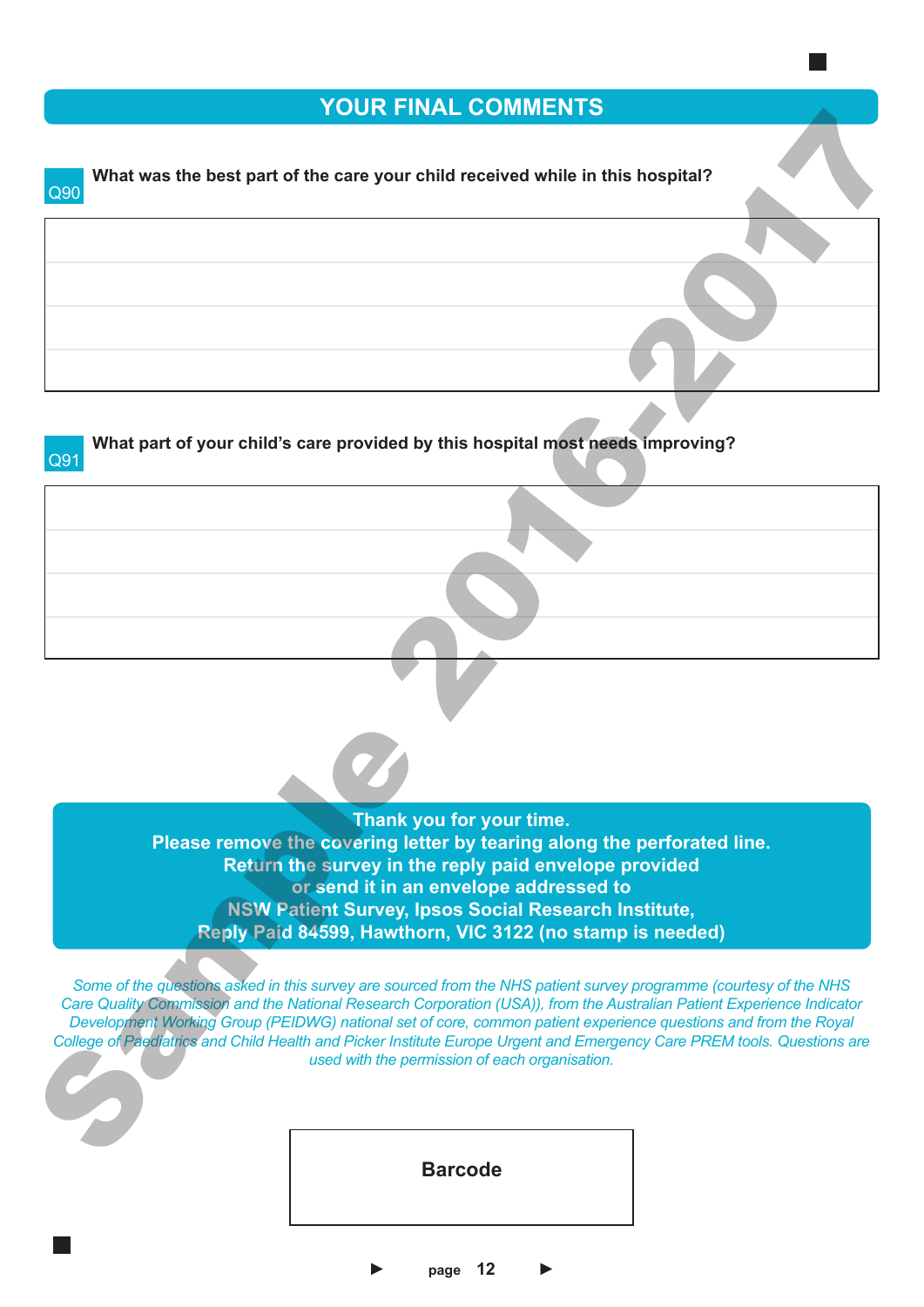## YOUR FINAL COMMENTS

Q90 **What was the best part of the care your child received while in this hospital?**

Q91 **What part of your child's care provided by this hospital most needs improving?**

**Thank you for your time.**
**Please remove the covering letter by tearing along the perforated line.**
**Return the survey in the reply paid envelope provided**
**or send it in an envelope addressed to**
**NSW Patient Survey, Ipsos Social Research Institute,**
**Reply Paid 84599, Hawthorn, VIC 3122 (no stamp is needed)**

*Some of the questions asked in this survey are sourced from the NHS patient survey programme (courtesy of the NHS Care Quality Commission and the National Research Corporation (USA)), from the Australian Patient Experience Indicator Development Working Group (PEIDWG) national set of core, common patient experience questions and from the Royal College of Paediatrics and Child Health and Picker Institute Europe Urgent and Emergency Care PREM tools. Questions are used with the permission of each organisation.*

**Barcode**

Sample 2016-2017